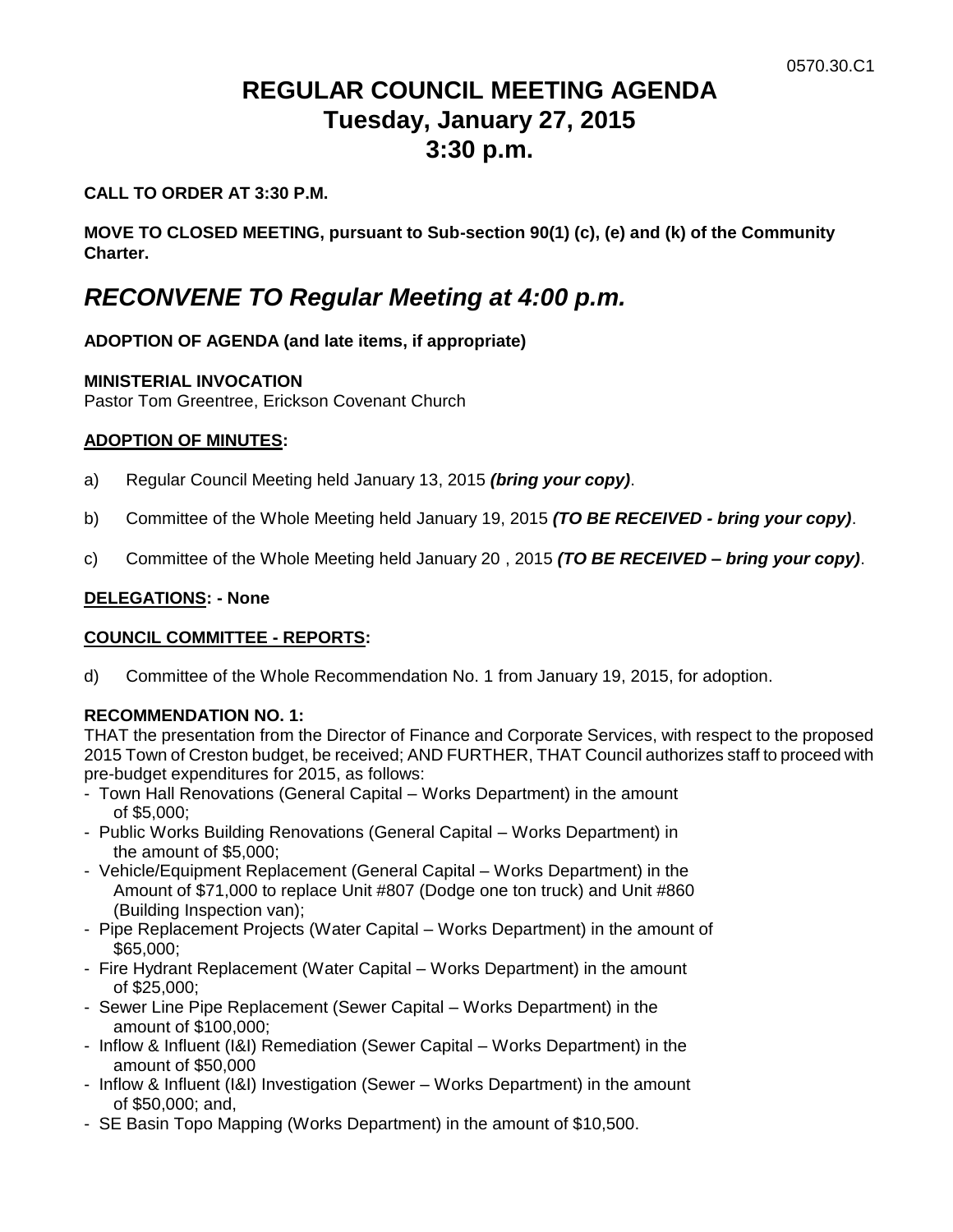0570.30.C1

# REGULAR COUNCIL MEETING AGENDA
# Tuesday, January 27, 2015
# 3:30 p.m.

**CALL TO ORDER AT 3:30 P.M.**

**MOVE TO CLOSED MEETING, pursuant to Sub-section 90(1) (c), (e) and (k) of the Community Charter.**

## *RECONVENE TO Regular Meeting at 4:00 p.m.*

**ADOPTION OF AGENDA (and late items, if appropriate)**

**MINISTERIAL INVOCATION**
Pastor Tom Greentree, Erickson Covenant Church

**ADOPTION OF MINUTES:**

a) Regular Council Meeting held January 13, 2015 ***(bring your copy)***.

b) Committee of the Whole Meeting held January 19, 2015 ***(TO BE RECEIVED - bring your copy)***.

c) Committee of the Whole Meeting held January 20 , 2015 ***(TO BE RECEIVED – bring your copy)***.

**DELEGATIONS: - None**

**COUNCIL COMMITTEE - REPORTS:**

d) Committee of the Whole Recommendation No. 1 from January 19, 2015, for adoption.

**RECOMMENDATION NO. 1:**
THAT the presentation from the Director of Finance and Corporate Services, with respect to the proposed 2015 Town of Creston budget, be received; AND FURTHER, THAT Council authorizes staff to proceed with pre-budget expenditures for 2015, as follows:

- Town Hall Renovations (General Capital – Works Department) in the amount of $5,000;
- Public Works Building Renovations (General Capital – Works Department) in the amount of $5,000;
- Vehicle/Equipment Replacement (General Capital – Works Department) in the Amount of $71,000 to replace Unit #807 (Dodge one ton truck) and Unit #860 (Building Inspection van);
- Pipe Replacement Projects (Water Capital – Works Department) in the amount of $65,000;
- Fire Hydrant Replacement (Water Capital – Works Department) in the amount of $25,000;
- Sewer Line Pipe Replacement (Sewer Capital – Works Department) in the amount of $100,000;
- Inflow & Influent (I&I) Remediation (Sewer Capital – Works Department) in the amount of $50,000
- Inflow & Influent (I&I) Investigation (Sewer – Works Department) in the amount of $50,000; and,
- SE Basin Topo Mapping (Works Department) in the amount of $10,500.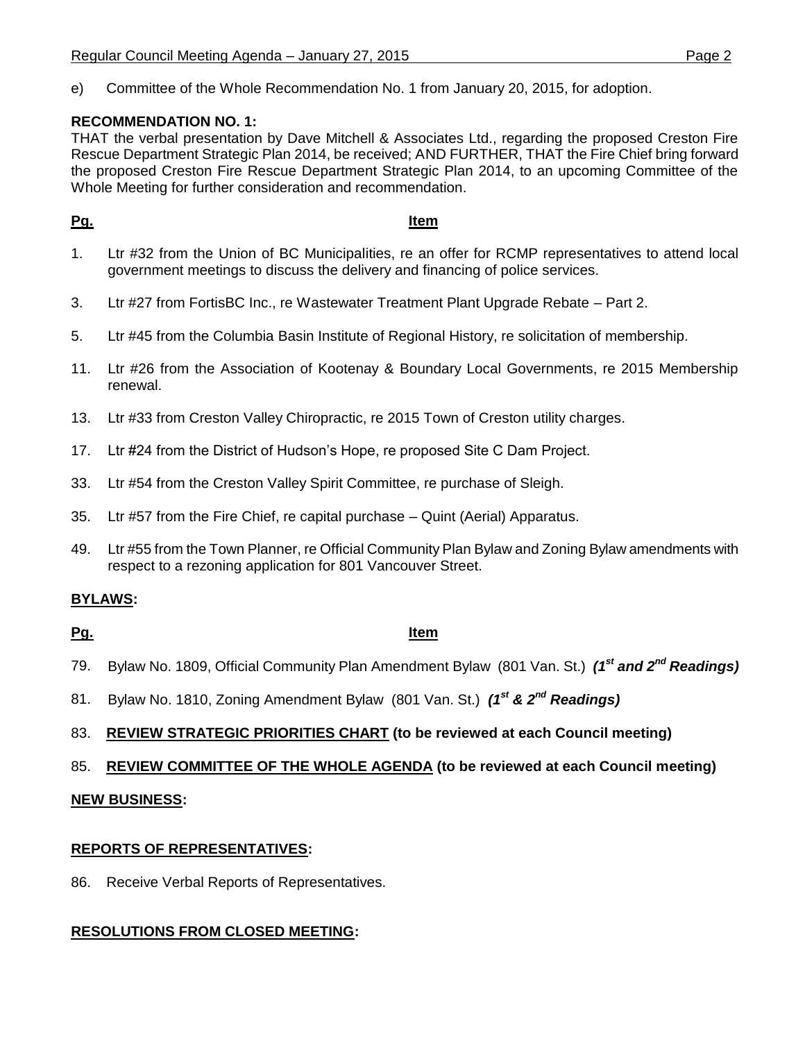e) Committee of the Whole Recommendation No. 1 from January 20, 2015, for adoption.

**RECOMMENDATION NO. 1:**
THAT the verbal presentation by Dave Mitchell & Associates Ltd., regarding the proposed Creston Fire Rescue Department Strategic Plan 2014, be received; AND FURTHER, THAT the Fire Chief bring forward the proposed Creston Fire Rescue Department Strategic Plan 2014, to an upcoming Committee of the Whole Meeting for further consideration and recommendation.

| **Pg.** | **Item** |
|---|---|
| 1. | Ltr #32 from the Union of BC Municipalities, re an offer for RCMP representatives to attend local government meetings to discuss the delivery and financing of police services. |
| 3. | Ltr #27 from FortisBC Inc., re Wastewater Treatment Plant Upgrade Rebate – Part 2. |
| 5. | Ltr #45 from the Columbia Basin Institute of Regional History, re solicitation of membership. |
| 11. | Ltr #26 from the Association of Kootenay & Boundary Local Governments, re 2015 Membership renewal. |
| 13. | Ltr #33 from Creston Valley Chiropractic, re 2015 Town of Creston utility charges. |
| 17. | Ltr #24 from the District of Hudson's Hope, re proposed Site C Dam Project. |
| 33. | Ltr #54 from the Creston Valley Spirit Committee, re purchase of Sleigh. |
| 35. | Ltr #57 from the Fire Chief, re capital purchase – Quint (Aerial) Apparatus. |
| 49. | Ltr #55 from the Town Planner, re Official Community Plan Bylaw and Zoning Bylaw amendments with respect to a rezoning application for 801 Vancouver Street. |

## BYLAWS:

| **Pg.** | **Item** |
|---|---|
| 79. | Bylaw No. 1809, Official Community Plan Amendment Bylaw (801 Van. St.) ***(1st and 2nd Readings)*** |
| 81. | Bylaw No. 1810, Zoning Amendment Bylaw (801 Van. St.) ***(1st & 2nd Readings)*** |

83. **REVIEW STRATEGIC PRIORITIES CHART (to be reviewed at each Council meeting)**

85. **REVIEW COMMITTEE OF THE WHOLE AGENDA (to be reviewed at each Council meeting)**

## NEW BUSINESS:

## REPORTS OF REPRESENTATIVES:

86. Receive Verbal Reports of Representatives.

## RESOLUTIONS FROM CLOSED MEETING: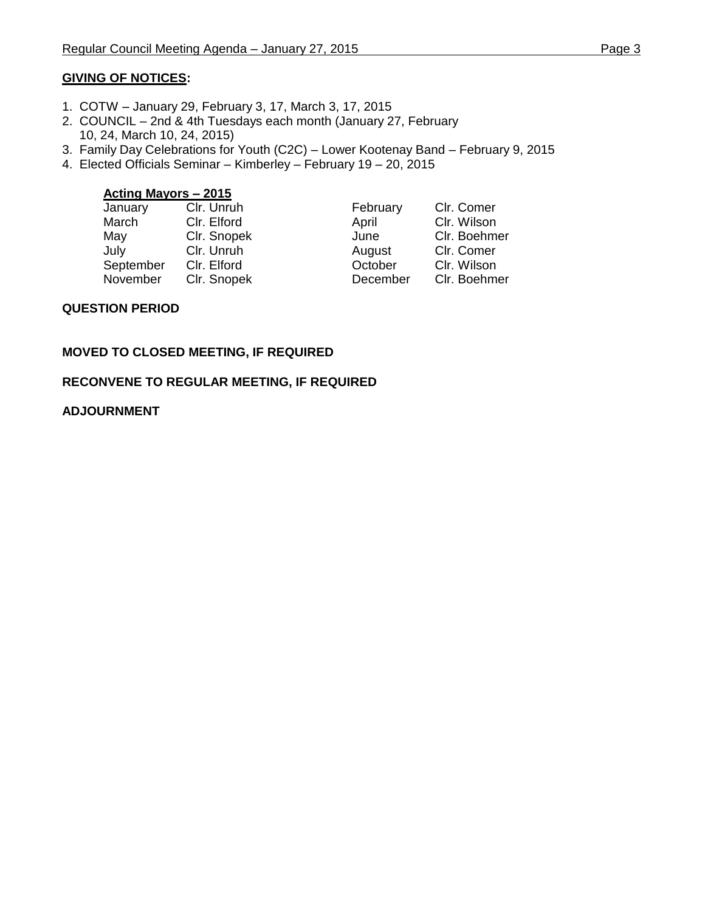**GIVING OF NOTICES:**

1. COTW – January 29, February 3, 17, March 3, 17, 2015
2. COUNCIL – 2nd & 4th Tuesdays each month (January 27, February 10, 24, March 10, 24, 2015)
3. Family Day Celebrations for Youth (C2C) – Lower Kootenay Band – February 9, 2015
4. Elected Officials Seminar – Kimberley – February 19 – 20, 2015

**Acting Mayors – 2015**

| | | | |
|---|---|---|---|
| January | Clr. Unruh | February | Clr. Comer |
| March | Clr. Elford | April | Clr. Wilson |
| May | Clr. Snopek | June | Clr. Boehmer |
| July | Clr. Unruh | August | Clr. Comer |
| September | Clr. Elford | October | Clr. Wilson |
| November | Clr. Snopek | December | Clr. Boehmer |

**QUESTION PERIOD**

**MOVED TO CLOSED MEETING, IF REQUIRED**

**RECONVENE TO REGULAR MEETING, IF REQUIRED**

**ADJOURNMENT**